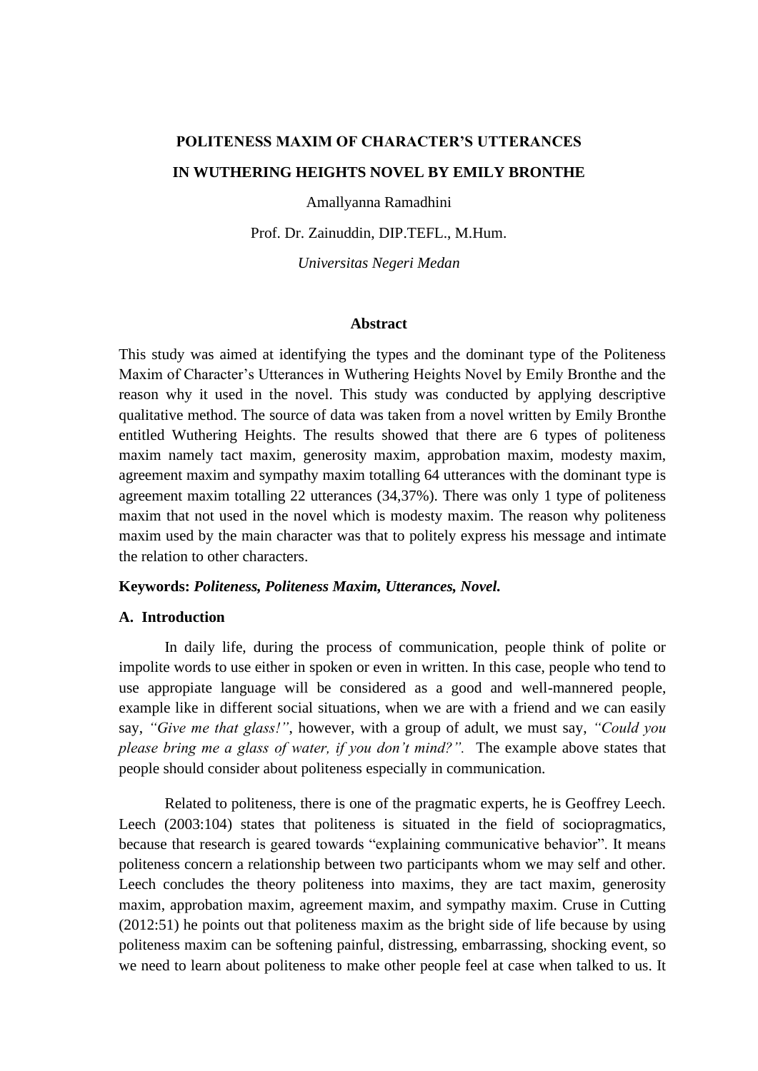# POLITENESS MAXIM OF CHARACTER'S UTTERANCES IN WUTHERING HEIGHTS NOVEL BY EMILY BRONTHE

Amallyanna Ramadhini

Prof. Dr. Zainuddin, DIP.TEFL., M.Hum.

*Universitas Negeri Medan*

## Abstract

This study was aimed at identifying the types and the dominant type of the Politeness Maxim of Character's Utterances in Wuthering Heights Novel by Emily Bronthe and the reason why it used in the novel. This study was conducted by applying descriptive qualitative method. The source of data was taken from a novel written by Emily Bronthe entitled Wuthering Heights. The results showed that there are 6 types of politeness maxim namely tact maxim, generosity maxim, approbation maxim, modesty maxim, agreement maxim and sympathy maxim totalling 64 utterances with the dominant type is agreement maxim totalling 22 utterances (34,37%). There was only 1 type of politeness maxim that not used in the novel which is modesty maxim. The reason why politeness maxim used by the main character was that to politely express his message and intimate the relation to other characters.

**Keywords:** ***Politeness, Politeness Maxim, Utterances, Novel.***

## A. Introduction

In daily life, during the process of communication, people think of polite or impolite words to use either in spoken or even in written. In this case, people who tend to use appopiate language will be considered as a good and well-mannered people, example like in different social situations, when we are with a friend and we can easily say, *"Give me that glass!"*, however, with a group of adult, we must say, *"Could you please bring me a glass of water, if you don't mind?".* The example above states that people should consider about politeness especially in communication.

Related to politeness, there is one of the pragmatic experts, he is Geoffrey Leech. Leech (2003:104) states that politeness is situated in the field of sociopragmatics, because that research is geared towards "explaining communicative behavior". It means politeness concern a relationship between two participants whom we may self and other. Leech concludes the theory politeness into maxims, they are tact maxim, generosity maxim, approbation maxim, agreement maxim, and sympathy maxim. Cruse in Cutting (2012:51) he points out that politeness maxim as the bright side of life because by using politeness maxim can be softening painful, distressing, embarrassing, shocking event, so we need to learn about politeness to make other people feel at case when talked to us. It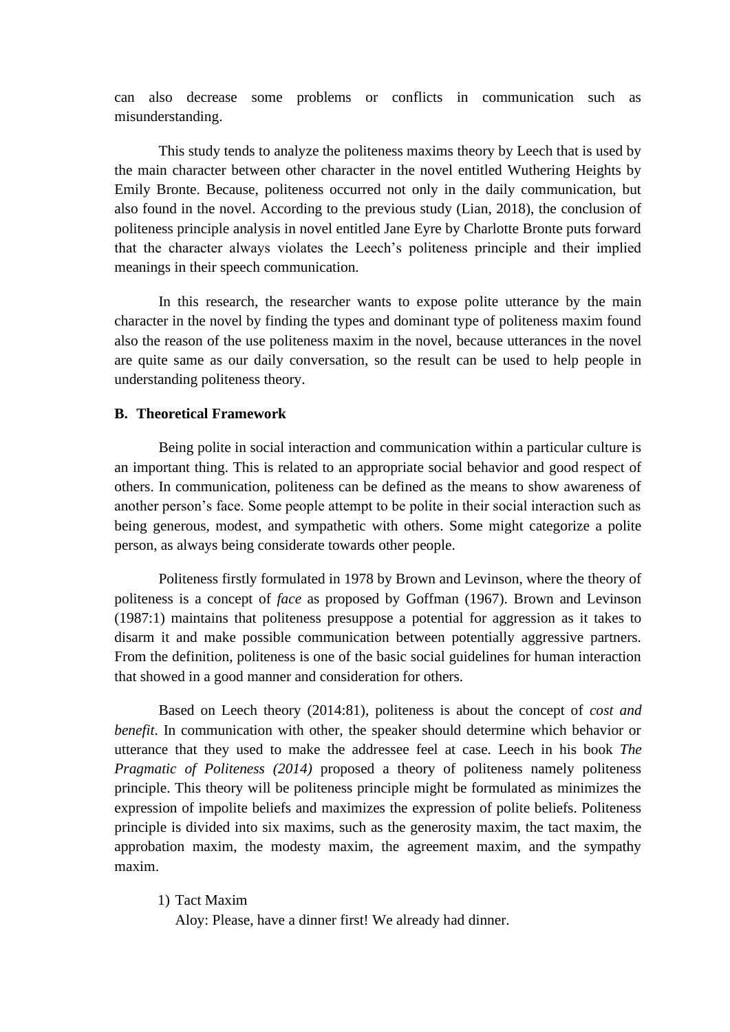can also decrease some problems or conflicts in communication such as misunderstanding.

This study tends to analyze the politeness maxims theory by Leech that is used by the main character between other character in the novel entitled Wuthering Heights by Emily Bronte. Because, politeness occurred not only in the daily communication, but also found in the novel. According to the previous study (Lian, 2018), the conclusion of politeness principle analysis in novel entitled Jane Eyre by Charlotte Bronte puts forward that the character always violates the Leech's politeness principle and their implied meanings in their speech communication.

In this research, the researcher wants to expose polite utterance by the main character in the novel by finding the types and dominant type of politeness maxim found also the reason of the use politeness maxim in the novel, because utterances in the novel are quite same as our daily conversation, so the result can be used to help people in understanding politeness theory.

**B. Theoretical Framework**

Being polite in social interaction and communication within a particular culture is an important thing. This is related to an appropriate social behavior and good respect of others. In communication, politeness can be defined as the means to show awareness of another person's face. Some people attempt to be polite in their social interaction such as being generous, modest, and sympathetic with others. Some might categorize a polite person, as always being considerate towards other people.

Politeness firstly formulated in 1978 by Brown and Levinson, where the theory of politeness is a concept of *face* as proposed by Goffman (1967). Brown and Levinson (1987:1) maintains that politeness presuppose a potential for aggression as it takes to disarm it and make possible communication between potentially aggressive partners. From the definition, politeness is one of the basic social guidelines for human interaction that showed in a good manner and consideration for others.

Based on Leech theory (2014:81), politeness is about the concept of *cost and benefit*. In communication with other, the speaker should determine which behavior or utterance that they used to make the addressee feel at case. Leech in his book *The Pragmatic of Politeness (2014)* proposed a theory of politeness namely politeness principle. This theory will be politeness principle might be formulated as minimizes the expression of impolite beliefs and maximizes the expression of polite beliefs. Politeness principle is divided into six maxims, such as the generosity maxim, the tact maxim, the approbation maxim, the modesty maxim, the agreement maxim, and the sympathy maxim.

1) Tact Maxim
   Aloy: Please, have a dinner first! We already had dinner.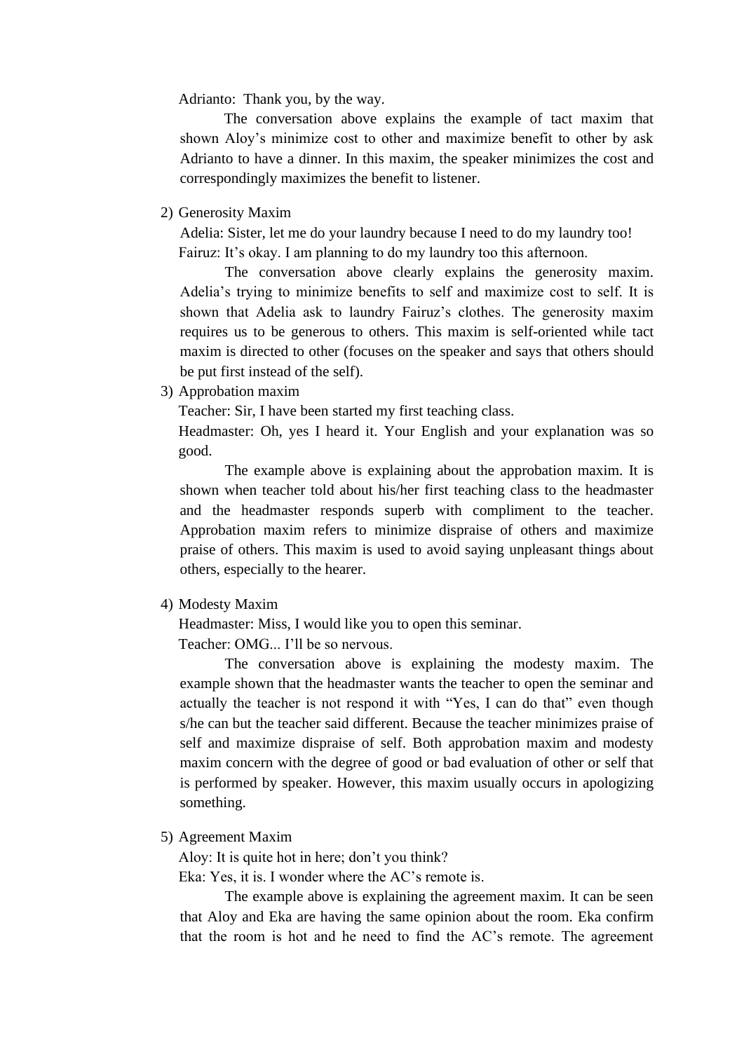Adrianto: Thank you, by the way.

The conversation above explains the example of tact maxim that shown Aloy's minimize cost to other and maximize benefit to other by ask Adrianto to have a dinner. In this maxim, the speaker minimizes the cost and correspondingly maximizes the benefit to listener.

2) Generosity Maxim

Adelia: Sister, let me do your laundry because I need to do my laundry too!

Fairuz: It's okay. I am planning to do my laundry too this afternoon.

The conversation above clearly explains the generosity maxim. Adelia's trying to minimize benefits to self and maximize cost to self. It is shown that Adelia ask to laundry Fairuz's clothes. The generosity maxim requires us to be generous to others. This maxim is self-oriented while tact maxim is directed to other (focuses on the speaker and says that others should be put first instead of the self).

3) Approbation maxim

Teacher: Sir, I have been started my first teaching class.

Headmaster: Oh, yes I heard it. Your English and your explanation was so good.

The example above is explaining about the approbation maxim. It is shown when teacher told about his/her first teaching class to the headmaster and the headmaster responds superb with compliment to the teacher. Approbation maxim refers to minimize dispraise of others and maximize praise of others. This maxim is used to avoid saying unpleasant things about others, especially to the hearer.

4) Modesty Maxim

Headmaster: Miss, I would like you to open this seminar.

Teacher: OMG... I'll be so nervous.

The conversation above is explaining the modesty maxim. The example shown that the headmaster wants the teacher to open the seminar and actually the teacher is not respond it with "Yes, I can do that" even though s/he can but the teacher said different. Because the teacher minimizes praise of self and maximize dispraise of self. Both approbation maxim and modesty maxim concern with the degree of good or bad evaluation of other or self that is performed by speaker. However, this maxim usually occurs in apologizing something.

5) Agreement Maxim

Aloy: It is quite hot in here; don't you think?

Eka: Yes, it is. I wonder where the AC's remote is.

The example above is explaining the agreement maxim. It can be seen that Aloy and Eka are having the same opinion about the room. Eka confirm that the room is hot and he need to find the AC's remote. The agreement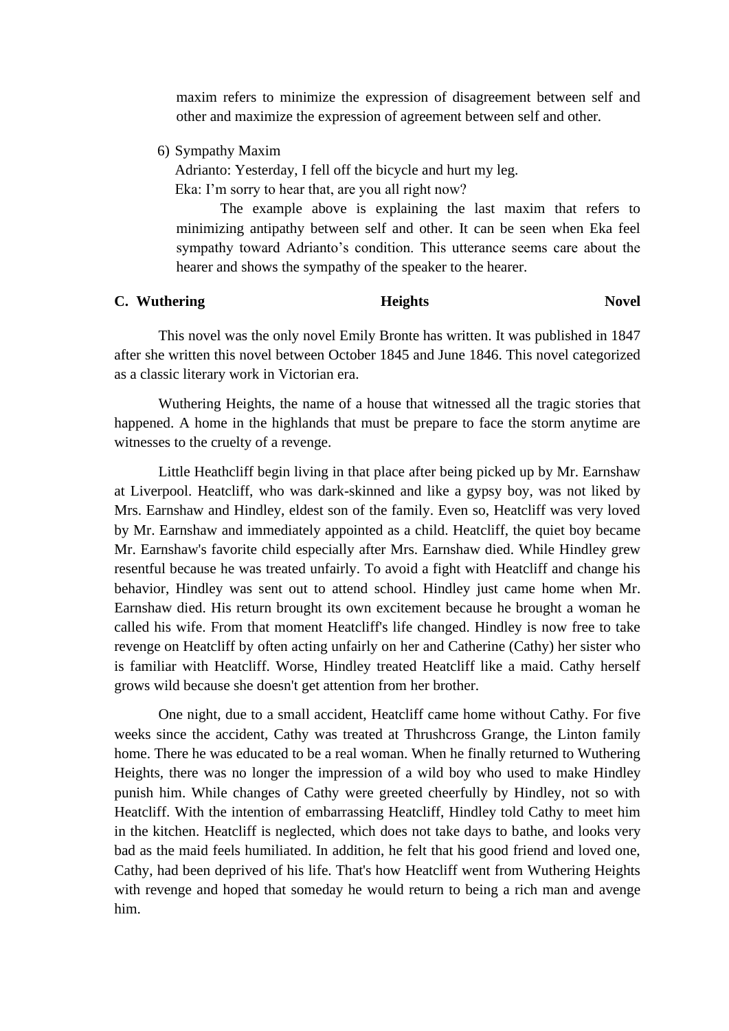maxim refers to minimize the expression of disagreement between self and other and maximize the expression of agreement between self and other.

6) Sympathy Maxim

Adrianto: Yesterday, I fell off the bicycle and hurt my leg.
Eka: I'm sorry to hear that, are you all right now?

The example above is explaining the last maxim that refers to minimizing antipathy between self and other. It can be seen when Eka feel sympathy toward Adrianto's condition. This utterance seems care about the hearer and shows the sympathy of the speaker to the hearer.

## C. Wuthering Heights Novel

This novel was the only novel Emily Bronte has written. It was published in 1847 after she written this novel between October 1845 and June 1846. This novel categorized as a classic literary work in Victorian era.

Wuthering Heights, the name of a house that witnessed all the tragic stories that happened. A home in the highlands that must be prepare to face the storm anytime are witnesses to the cruelty of a revenge.

Little Heathcliff begin living in that place after being picked up by Mr. Earnshaw at Liverpool. Heatcliff, who was dark-skinned and like a gypsy boy, was not liked by Mrs. Earnshaw and Hindley, eldest son of the family. Even so, Heatcliff was very loved by Mr. Earnshaw and immediately appointed as a child. Heatcliff, the quiet boy became Mr. Earnshaw's favorite child especially after Mrs. Earnshaw died. While Hindley grew resentful because he was treated unfairly. To avoid a fight with Heatcliff and change his behavior, Hindley was sent out to attend school. Hindley just came home when Mr. Earnshaw died. His return brought its own excitement because he brought a woman he called his wife. From that moment Heatcliff's life changed. Hindley is now free to take revenge on Heatcliff by often acting unfairly on her and Catherine (Cathy) her sister who is familiar with Heatcliff. Worse, Hindley treated Heatcliff like a maid. Cathy herself grows wild because she doesn't get attention from her brother.

One night, due to a small accident, Heatcliff came home without Cathy. For five weeks since the accident, Cathy was treated at Thrushcross Grange, the Linton family home. There he was educated to be a real woman. When he finally returned to Wuthering Heights, there was no longer the impression of a wild boy who used to make Hindley punish him. While changes of Cathy were greeted cheerfully by Hindley, not so with Heatcliff. With the intention of embarrassing Heatcliff, Hindley told Cathy to meet him in the kitchen. Heatcliff is neglected, which does not take days to bathe, and looks very bad as the maid feels humiliated. In addition, he felt that his good friend and loved one, Cathy, had been deprived of his life. That's how Heatcliff went from Wuthering Heights with revenge and hoped that someday he would return to being a rich man and avenge him.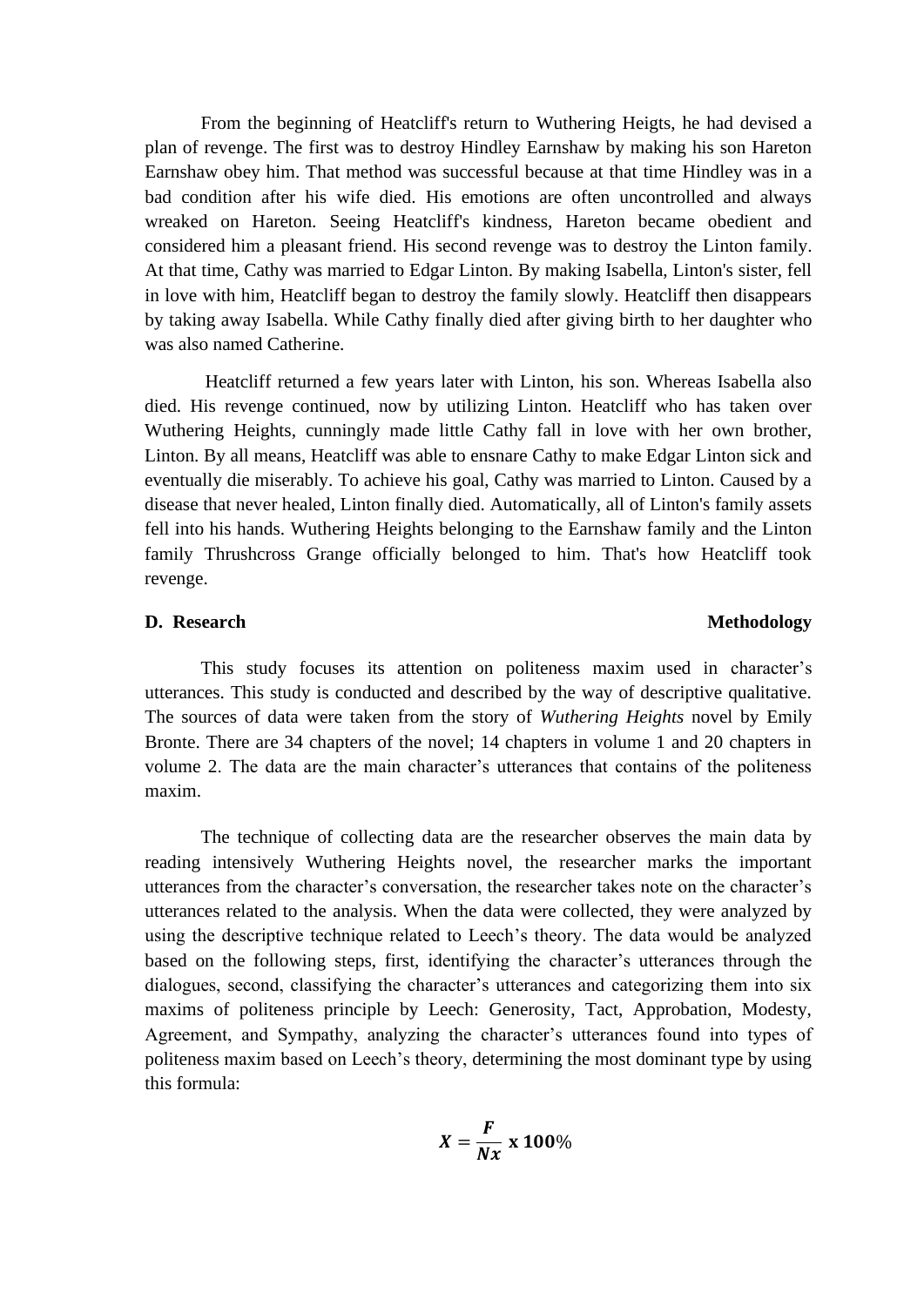From the beginning of Heatcliff's return to Wuthering Heigts, he had devised a plan of revenge. The first was to destroy Hindley Earnshaw by making his son Hareton Earnshaw obey him. That method was successful because at that time Hindley was in a bad condition after his wife died. His emotions are often uncontrolled and always wreaked on Hareton. Seeing Heatcliff's kindness, Hareton became obedient and considered him a pleasant friend. His second revenge was to destroy the Linton family. At that time, Cathy was married to Edgar Linton. By making Isabella, Linton's sister, fell in love with him, Heatcliff began to destroy the family slowly. Heatcliff then disappears by taking away Isabella. While Cathy finally died after giving birth to her daughter who was also named Catherine.

Heatcliff returned a few years later with Linton, his son. Whereas Isabella also died. His revenge continued, now by utilizing Linton. Heatcliff who has taken over Wuthering Heights, cunningly made little Cathy fall in love with her own brother, Linton. By all means, Heatcliff was able to ensnare Cathy to make Edgar Linton sick and eventually die miserably. To achieve his goal, Cathy was married to Linton. Caused by a disease that never healed, Linton finally died. Automatically, all of Linton's family assets fell into his hands. Wuthering Heights belonging to the Earnshaw family and the Linton family Thrushcross Grange officially belonged to him. That's how Heatcliff took revenge.

## D. Research Methodology

This study focuses its attention on politeness maxim used in character's utterances. This study is conducted and described by the way of descriptive qualitative. The sources of data were taken from the story of *Wuthering Heights* novel by Emily Bronte. There are 34 chapters of the novel; 14 chapters in volume 1 and 20 chapters in volume 2. The data are the main character's utterances that contains of the politeness maxim.

The technique of collecting data are the researcher observes the main data by reading intensively Wuthering Heights novel, the researcher marks the important utterances from the character's conversation, the researcher takes note on the character's utterances related to the analysis. When the data were collected, they were analyzed by using the descriptive technique related to Leech's theory. The data would be analyzed based on the following steps, first, identifying the character's utterances through the dialogues, second, classifying the character's utterances and categorizing them into six maxims of politeness principle by Leech: Generosity, Tact, Approbation, Modesty, Agreement, and Sympathy, analyzing the character's utterances found into types of politeness maxim based on Leech's theory, determining the most dominant type by using this formula:

$$\boldsymbol{X = \frac{F}{Nx} \times 100\%}$$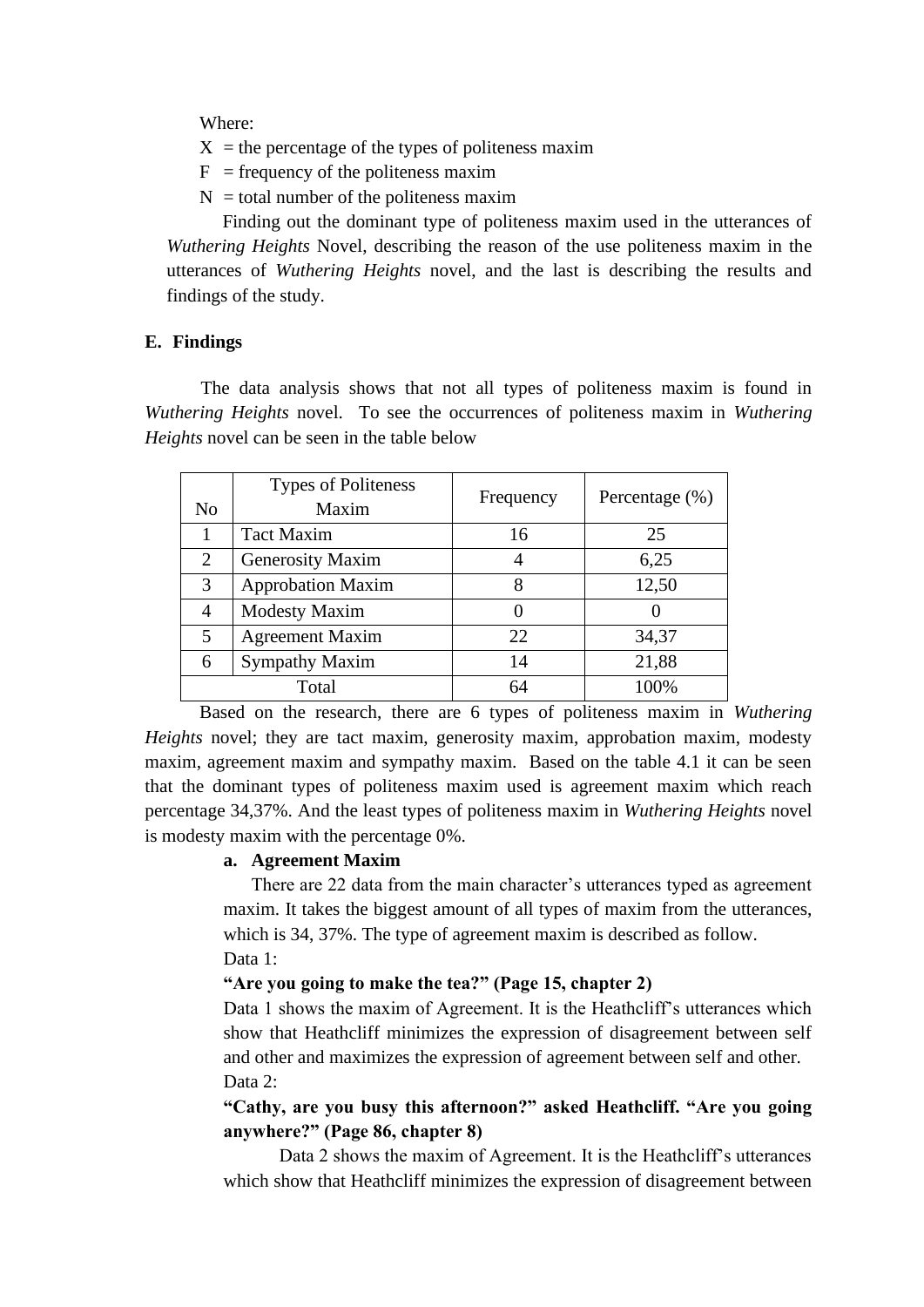Where:

X = the percentage of the types of politeness maxim

F = frequency of the politeness maxim

N = total number of the politeness maxim

Finding out the dominant type of politeness maxim used in the utterances of *Wuthering Heights* Novel, describing the reason of the use politeness maxim in the utterances of *Wuthering Heights* novel, and the last is describing the results and findings of the study.

## E. Findings

The data analysis shows that not all types of politeness maxim is found in *Wuthering Heights* novel. To see the occurrences of politeness maxim in *Wuthering Heights* novel can be seen in the table below

| No | Types of Politeness Maxim | Frequency | Percentage (%) |
|---|---|---|---|
| 1 | Tact Maxim | 16 | 25 |
| 2 | Generosity Maxim | 4 | 6,25 |
| 3 | Approbation Maxim | 8 | 12,50 |
| 4 | Modesty Maxim | 0 | 0 |
| 5 | Agreement Maxim | 22 | 34,37 |
| 6 | Sympathy Maxim | 14 | 21,88 |
| Total | | 64 | 100% |

Based on the research, there are 6 types of politeness maxim in *Wuthering Heights* novel; they are tact maxim, generosity maxim, approbation maxim, modesty maxim, agreement maxim and sympathy maxim. Based on the table 4.1 it can be seen that the dominant types of politeness maxim used is agreement maxim which reach percentage 34,37%. And the least types of politeness maxim in *Wuthering Heights* novel is modesty maxim with the percentage 0%.

**a. Agreement Maxim**

There are 22 data from the main character's utterances typed as agreement maxim. It takes the biggest amount of all types of maxim from the utterances, which is 34, 37%. The type of agreement maxim is described as follow.

Data 1:

**"Are you going to make the tea?" (Page 15, chapter 2)**

Data 1 shows the maxim of Agreement. It is the Heathcliff's utterances which show that Heathcliff minimizes the expression of disagreement between self and other and maximizes the expression of agreement between self and other.

Data 2:

**"Cathy, are you busy this afternoon?" asked Heathcliff. "Are you going anywhere?" (Page 86, chapter 8)**

Data 2 shows the maxim of Agreement. It is the Heathcliff's utterances which show that Heathcliff minimizes the expression of disagreement between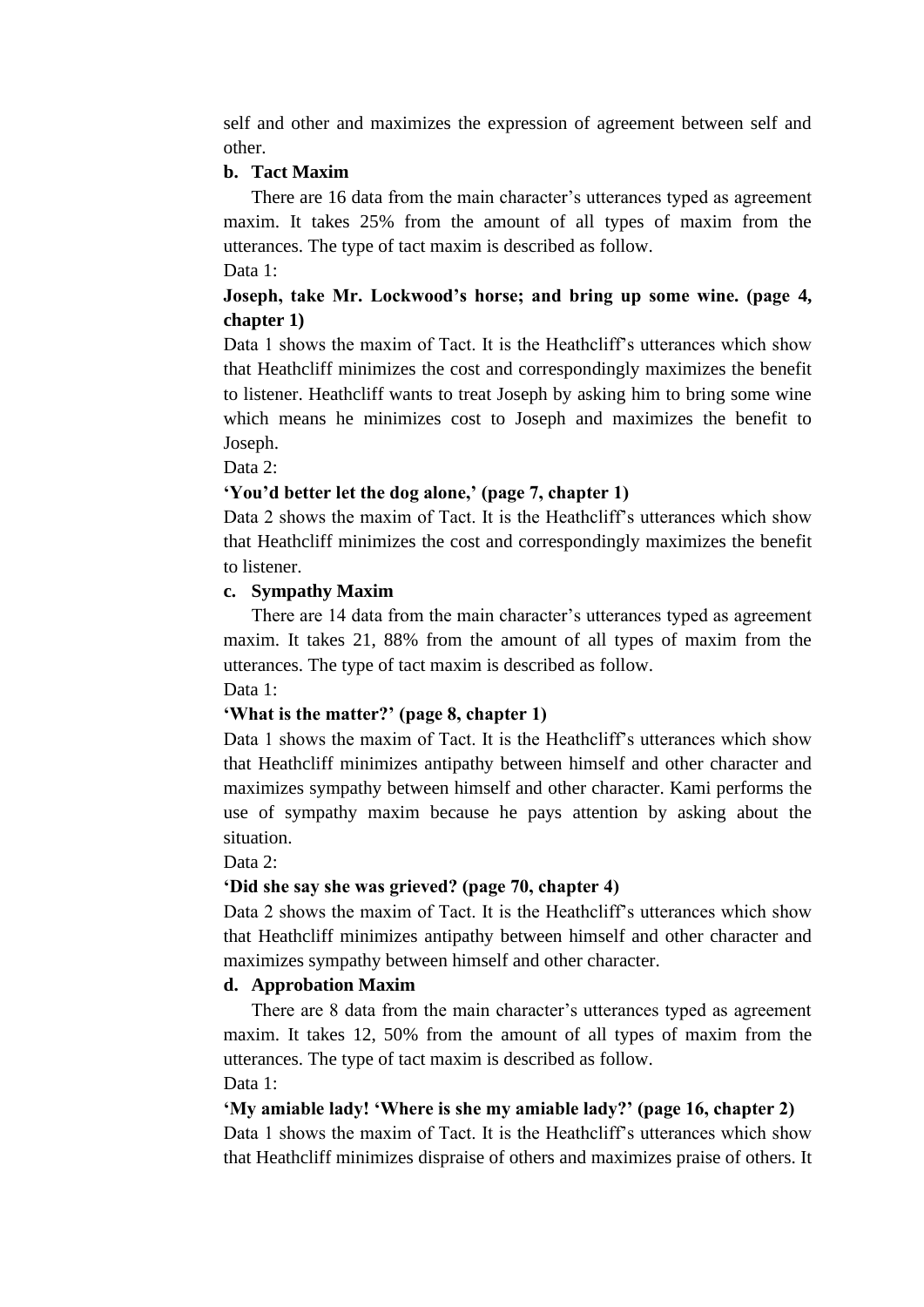self and other and maximizes the expression of agreement between self and other.

**b. Tact Maxim**

There are 16 data from the main character's utterances typed as agreement maxim. It takes 25% from the amount of all types of maxim from the utterances. The type of tact maxim is described as follow.

Data 1:

**Joseph, take Mr. Lockwood's horse; and bring up some wine. (page 4, chapter 1)**

Data 1 shows the maxim of Tact. It is the Heathcliff's utterances which show that Heathcliff minimizes the cost and correspondingly maximizes the benefit to listener. Heathcliff wants to treat Joseph by asking him to bring some wine which means he minimizes cost to Joseph and maximizes the benefit to Joseph.

Data 2:

**'You'd better let the dog alone,' (page 7, chapter 1)**

Data 2 shows the maxim of Tact. It is the Heathcliff's utterances which show that Heathcliff minimizes the cost and correspondingly maximizes the benefit to listener.

**c. Sympathy Maxim**

There are 14 data from the main character's utterances typed as agreement maxim. It takes 21, 88% from the amount of all types of maxim from the utterances. The type of tact maxim is described as follow.

Data 1:

**'What is the matter?' (page 8, chapter 1)**

Data 1 shows the maxim of Tact. It is the Heathcliff's utterances which show that Heathcliff minimizes antipathy between himself and other character and maximizes sympathy between himself and other character. Kami performs the use of sympathy maxim because he pays attention by asking about the situation.

Data 2:

**'Did she say she was grieved? (page 70, chapter 4)**

Data 2 shows the maxim of Tact. It is the Heathcliff's utterances which show that Heathcliff minimizes antipathy between himself and other character and maximizes sympathy between himself and other character.

**d. Approbation Maxim**

There are 8 data from the main character's utterances typed as agreement maxim. It takes 12, 50% from the amount of all types of maxim from the utterances. The type of tact maxim is described as follow.

Data 1:

**'My amiable lady! 'Where is she my amiable lady?' (page 16, chapter 2)**

Data 1 shows the maxim of Tact. It is the Heathcliff's utterances which show that Heathcliff minimizes dispraise of others and maximizes praise of others. It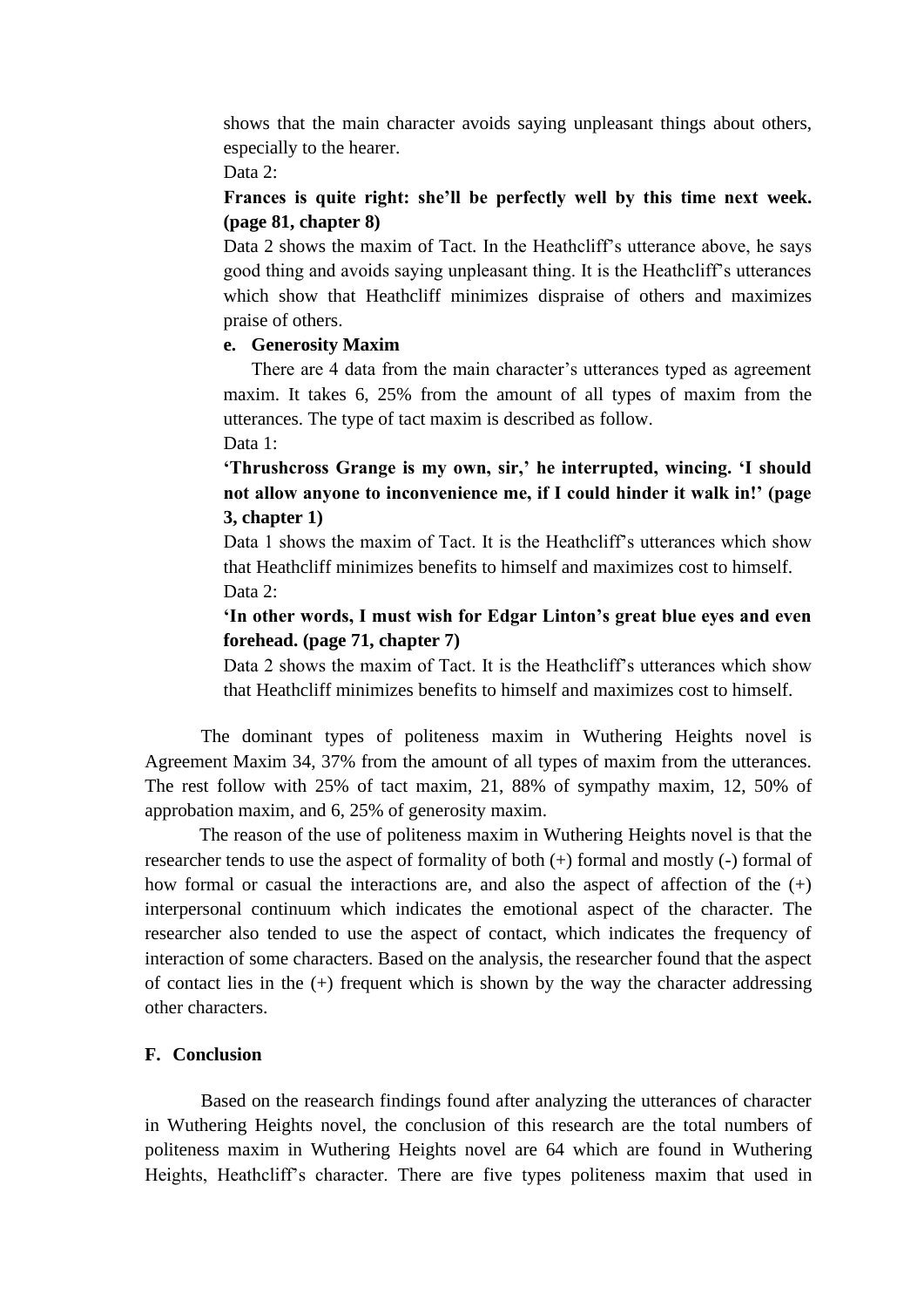shows that the main character avoids saying unpleasant things about others, especially to the hearer.

Data 2:

**Frances is quite right: she'll be perfectly well by this time next week. (page 81, chapter 8)**

Data 2 shows the maxim of Tact. In the Heathcliff's utterance above, he says good thing and avoids saying unpleasant thing. It is the Heathcliff's utterances which show that Heathcliff minimizes dispraise of others and maximizes praise of others.

**e. Generosity Maxim**

There are 4 data from the main character's utterances typed as agreement maxim. It takes 6, 25% from the amount of all types of maxim from the utterances. The type of tact maxim is described as follow.

Data 1:

**'Thrushcross Grange is my own, sir,' he interrupted, wincing. 'I should not allow anyone to inconvenience me, if I could hinder it walk in!' (page 3, chapter 1)**

Data 1 shows the maxim of Tact. It is the Heathcliff's utterances which show that Heathcliff minimizes benefits to himself and maximizes cost to himself.

Data 2:

**'In other words, I must wish for Edgar Linton's great blue eyes and even forehead. (page 71, chapter 7)**

Data 2 shows the maxim of Tact. It is the Heathcliff's utterances which show that Heathcliff minimizes benefits to himself and maximizes cost to himself.

The dominant types of politeness maxim in Wuthering Heights novel is Agreement Maxim 34, 37% from the amount of all types of maxim from the utterances. The rest follow with 25% of tact maxim, 21, 88% of sympathy maxim, 12, 50% of approbation maxim, and 6, 25% of generosity maxim.

The reason of the use of politeness maxim in Wuthering Heights novel is that the researcher tends to use the aspect of formality of both (+) formal and mostly (-) formal of how formal or casual the interactions are, and also the aspect of affection of the (+) interpersonal continuum which indicates the emotional aspect of the character. The researcher also tended to use the aspect of contact, which indicates the frequency of interaction of some characters. Based on the analysis, the researcher found that the aspect of contact lies in the (+) frequent which is shown by the way the character addressing other characters.

## F. Conclusion

Based on the reasearch findings found after analyzing the utterances of character in Wuthering Heights novel, the conclusion of this research are the total numbers of politeness maxim in Wuthering Heights novel are 64 which are found in Wuthering Heights, Heathcliff's character. There are five types politeness maxim that used in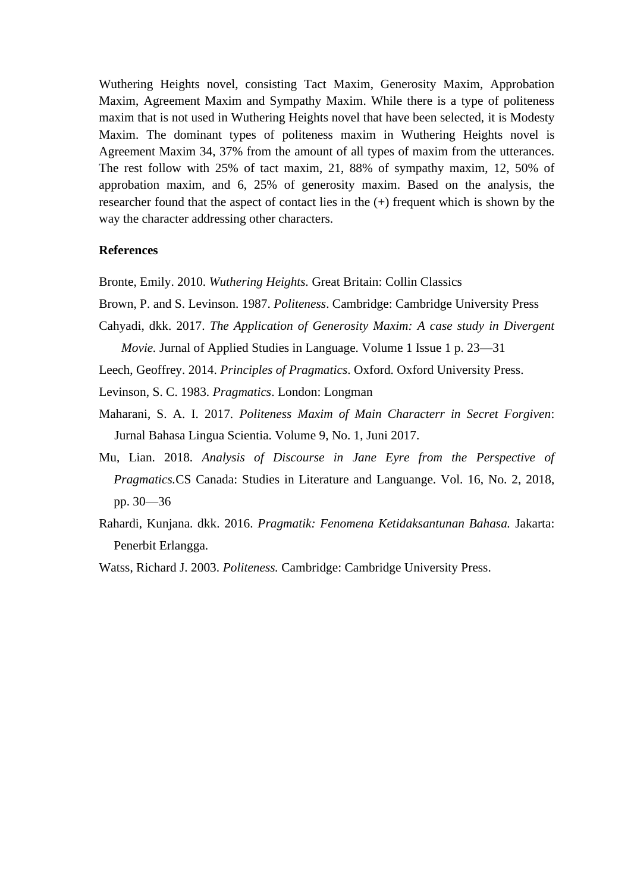Wuthering Heights novel, consisting Tact Maxim, Generosity Maxim, Approbation Maxim, Agreement Maxim and Sympathy Maxim. While there is a type of politeness maxim that is not used in Wuthering Heights novel that have been selected, it is Modesty Maxim. The dominant types of politeness maxim in Wuthering Heights novel is Agreement Maxim 34, 37% from the amount of all types of maxim from the utterances. The rest follow with 25% of tact maxim, 21, 88% of sympathy maxim, 12, 50% of approbation maxim, and 6, 25% of generosity maxim. Based on the analysis, the researcher found that the aspect of contact lies in the (+) frequent which is shown by the way the character addressing other characters.

**References**

Bronte, Emily. 2010. *Wuthering Heights.* Great Britain: Collin Classics

Brown, P. and S. Levinson. 1987. *Politeness*. Cambridge: Cambridge University Press

Cahyadi, dkk. 2017. *The Application of Generosity Maxim: A case study in Divergent Movie.* Jurnal of Applied Studies in Language. Volume 1 Issue 1 p. 23—31

Leech, Geoffrey. 2014. *Principles of Pragmatics*. Oxford. Oxford University Press.

Levinson, S. C. 1983. *Pragmatics*. London: Longman

Maharani, S. A. I. 2017. *Politeness Maxim of Main Characterr in Secret Forgiven*: Jurnal Bahasa Lingua Scientia. Volume 9, No. 1, Juni 2017.

Mu, Lian. 2018. *Analysis of Discourse in Jane Eyre from the Perspective of Pragmatics.*CS Canada: Studies in Literature and Languange. Vol. 16, No. 2, 2018, pp. 30—36

Rahardi, Kunjana. dkk. 2016. *Pragmatik: Fenomena Ketidaksantunan Bahasa.* Jakarta: Penerbit Erlangga.

Watss, Richard J. 2003. *Politeness.* Cambridge: Cambridge University Press.